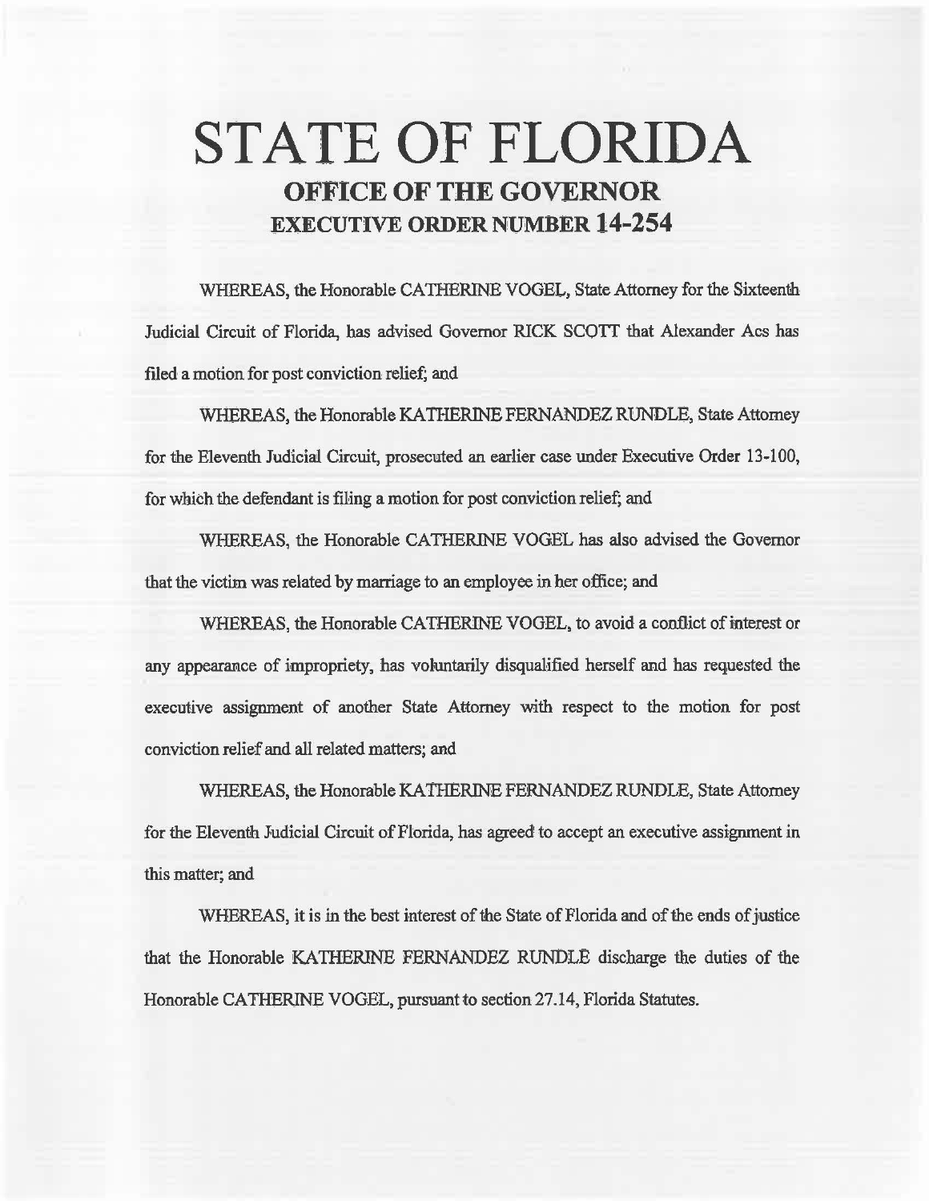# STATE OF FLORIDA

## OFFICE OF THE GOVERNOR

## EXECUTIVE ORDER NUMBER 14-254

WHEREAS, the Honorable CATHERINE VOGEL, State Attorney for the Sixteenth Judicial Circuit of Florida, has advised Governor RICK SCOTT that Alexander Acs has filed a motion for post conviction relief; and

WHEREAS, the Honorable KATHERINE FERNANDEZ RUNDLE, State Attorney for the Eleventh Judicial Circuit, prosecuted an earlier case under Executive Order 13-100, for which the defendant is filing a motion for post conviction relief; and

WHEREAS, the Honorable CATHERINE VOGEL has also advised the Governor that the victim was related by marriage to an employee in her office; and

WHEREAS, the Honorable CATHERINE VOGEL, to avoid a conflict of interest or any appearance of impropriety, has voluntarily disqualified herself and has requested the executive assignment of another State Attorney with respect to the motion for post conviction relief and all related matters; and

WHEREAS, the Honorable KATHERINE FERNANDEZ RUNDLE, State Attorney for the Eleventh Judicial Circuit of Florida, has agreed to accept an executive assignment in this matter; and

WHEREAS, it is in the best interest of the State of Florida and of the ends of justice that the Honorable KATHERINE FERNANDEZ RUNDLE discharge the duties of the Honorable CATHERINE VOGEL, pursuant to section 27.14, Florida Statutes.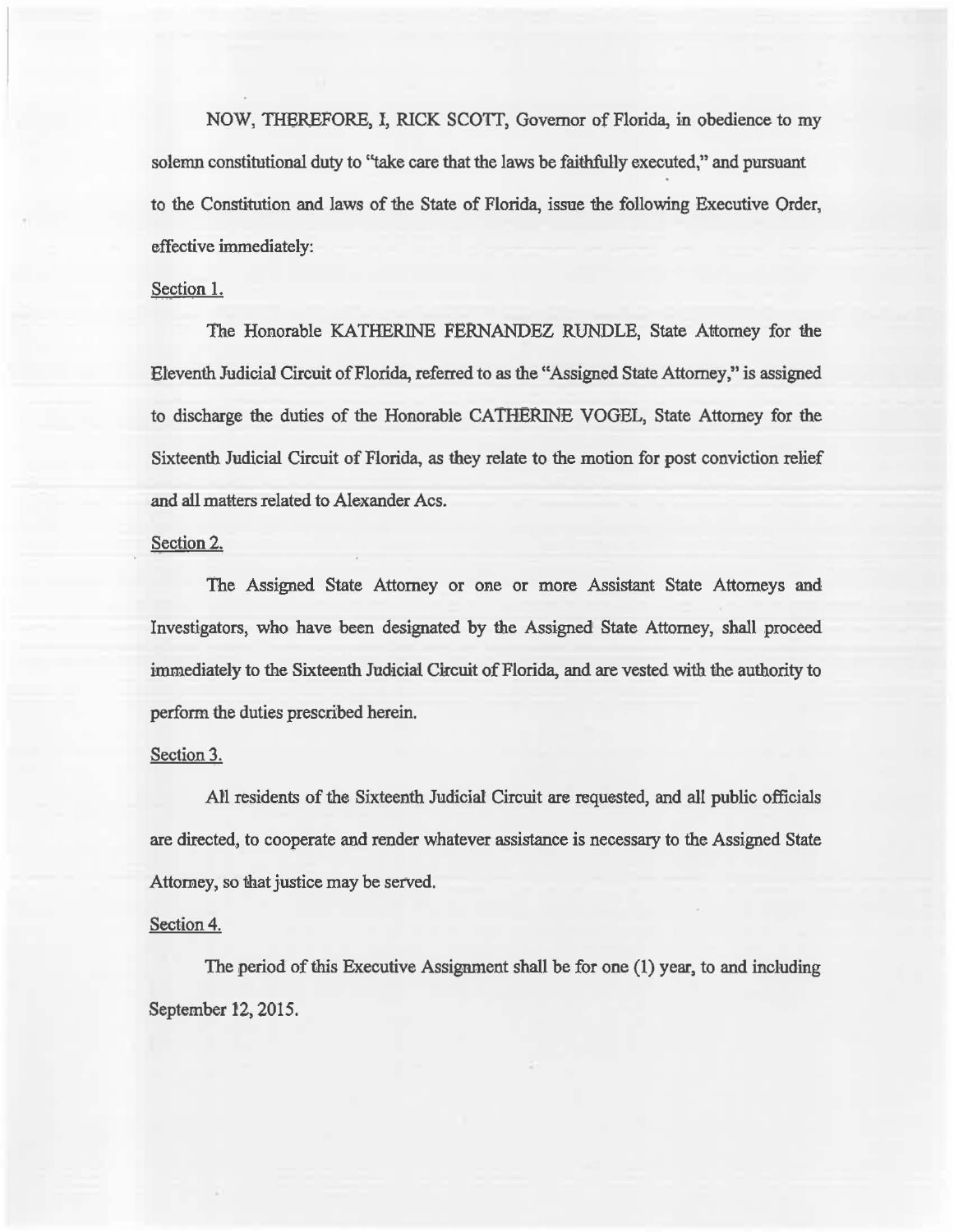NOW, THEREFORE, I, RICK SCOTT, Governor of Florida, in obedience to my solemn constitutional duty to "take care that the laws be faithfully executed," and pursuant to the Constitution and laws of the State of Florida, issue the following Executive Order, effective immediately:

Section 1.

The Honorable KATHERINE FERNANDEZ RUNDLE, State Attorney for the Eleventh Judicial Circuit of Florida, referred to as the "Assigned State Attorney," is assigned to discharge the duties of the Honorable CATHERINE VOGEL, State Attorney for the Sixteenth Judicial Circuit of Florida, as they relate to the motion for post conviction relief and all matters related to Alexander Acs.

Section 2.

The Assigned State Attorney or one or more Assistant State Attorneys and Investigators, who have been designated by the Assigned State Attorney, shall proceed immediately to the Sixteenth Judicial Circuit of Florida, and are vested with the authority to perform the duties prescribed herein.

Section 3.

All residents of the Sixteenth Judicial Circuit are requested, and all public officials are directed, to cooperate and render whatever assistance is necessary to the Assigned State Attorney, so that justice may be served.

Section 4.

The period of this Executive Assignment shall be for one (1) year, to and including September 12, 2015.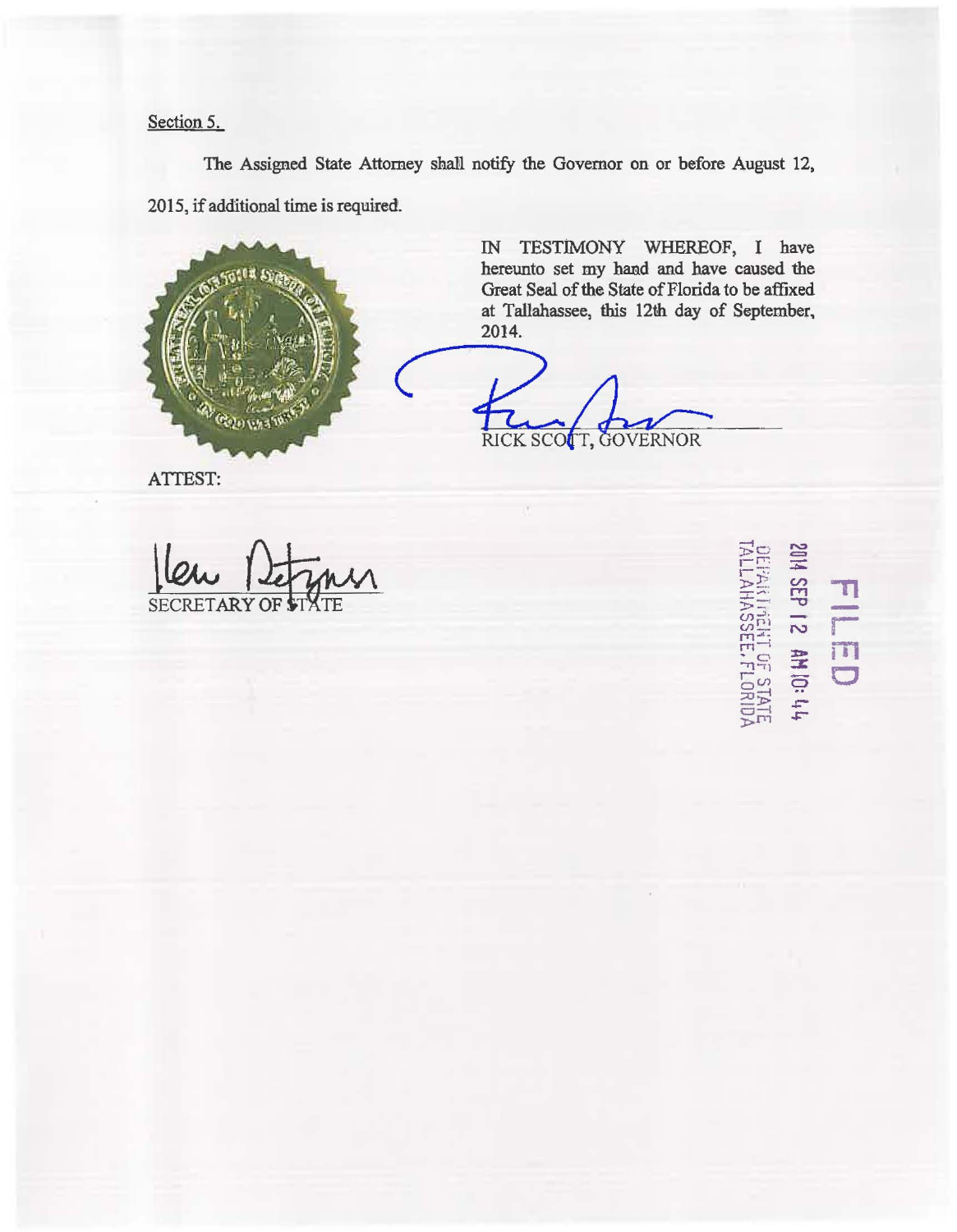Section 5.

The Assigned State Attorney shall notify the Governor on or before August 12, 2015, if additional time is required.

IN TESTIMONY WHEREOF, I have hereunto set my hand and have caused the Great Seal of the State of Florida to be affixed at Tallahassee, this 12th day of September, 2014.

RICK SCOTT, GOVERNOR

ATTEST:

SECRETARY OF STATE

FILED

2014 SEP 12 AM 10:44

DEPARTMENT OF STATE
TALLAHASSEE, FLORIDA